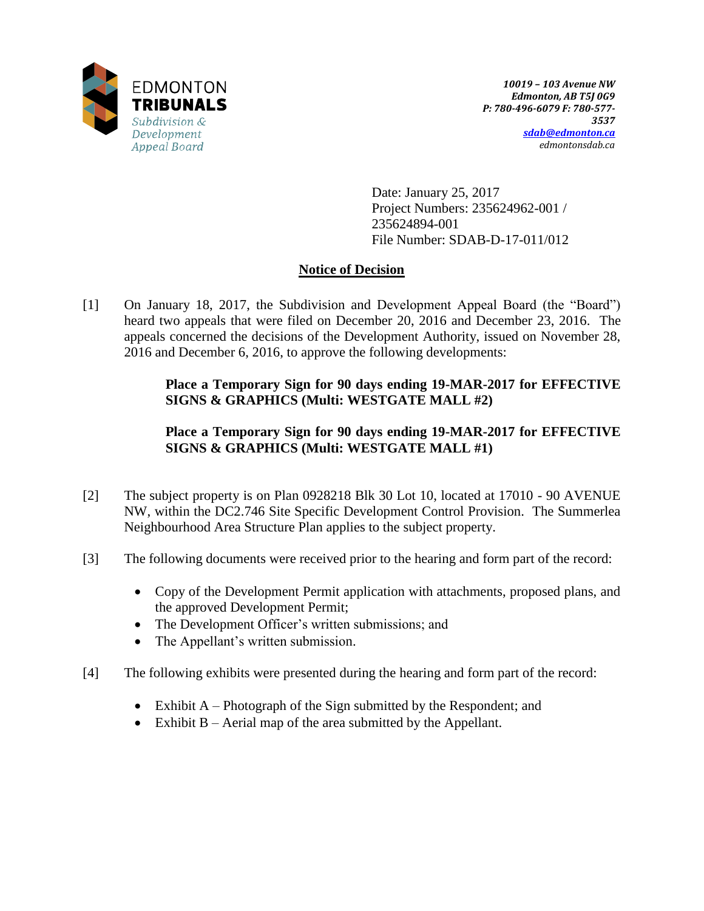EDMONTON
**TRIBUNALS**
*Subdivision & Development Appeal Board*

***10019 – 103 Avenue NW***
***Edmonton, AB T5J 0G9***
***P: 780-496-6079 F: 780-577-3537***
***sdab@edmonton.ca***
*edmontonsdab.ca*

Date: January 25, 2017
Project Numbers: 235624962-001 / 235624894-001
File Number: SDAB-D-17-011/012

**Notice of Decision**

[1] On January 18, 2017, the Subdivision and Development Appeal Board (the "Board") heard two appeals that were filed on December 20, 2016 and December 23, 2016. The appeals concerned the decisions of the Development Authority, issued on November 28, 2016 and December 6, 2016, to approve the following developments:

> **Place a Temporary Sign for 90 days ending 19-MAR-2017 for EFFECTIVE SIGNS & GRAPHICS (Multi: WESTGATE MALL #2)**
>
> **Place a Temporary Sign for 90 days ending 19-MAR-2017 for EFFECTIVE SIGNS & GRAPHICS (Multi: WESTGATE MALL #1)**

[2] The subject property is on Plan 0928218 Blk 30 Lot 10, located at 17010 - 90 AVENUE NW, within the DC2.746 Site Specific Development Control Provision. The Summerlea Neighbourhood Area Structure Plan applies to the subject property.

[3] The following documents were received prior to the hearing and form part of the record:

- Copy of the Development Permit application with attachments, proposed plans, and the approved Development Permit;
- The Development Officer's written submissions; and
- The Appellant's written submission.

[4] The following exhibits were presented during the hearing and form part of the record:

- Exhibit A – Photograph of the Sign submitted by the Respondent; and
- Exhibit B – Aerial map of the area submitted by the Appellant.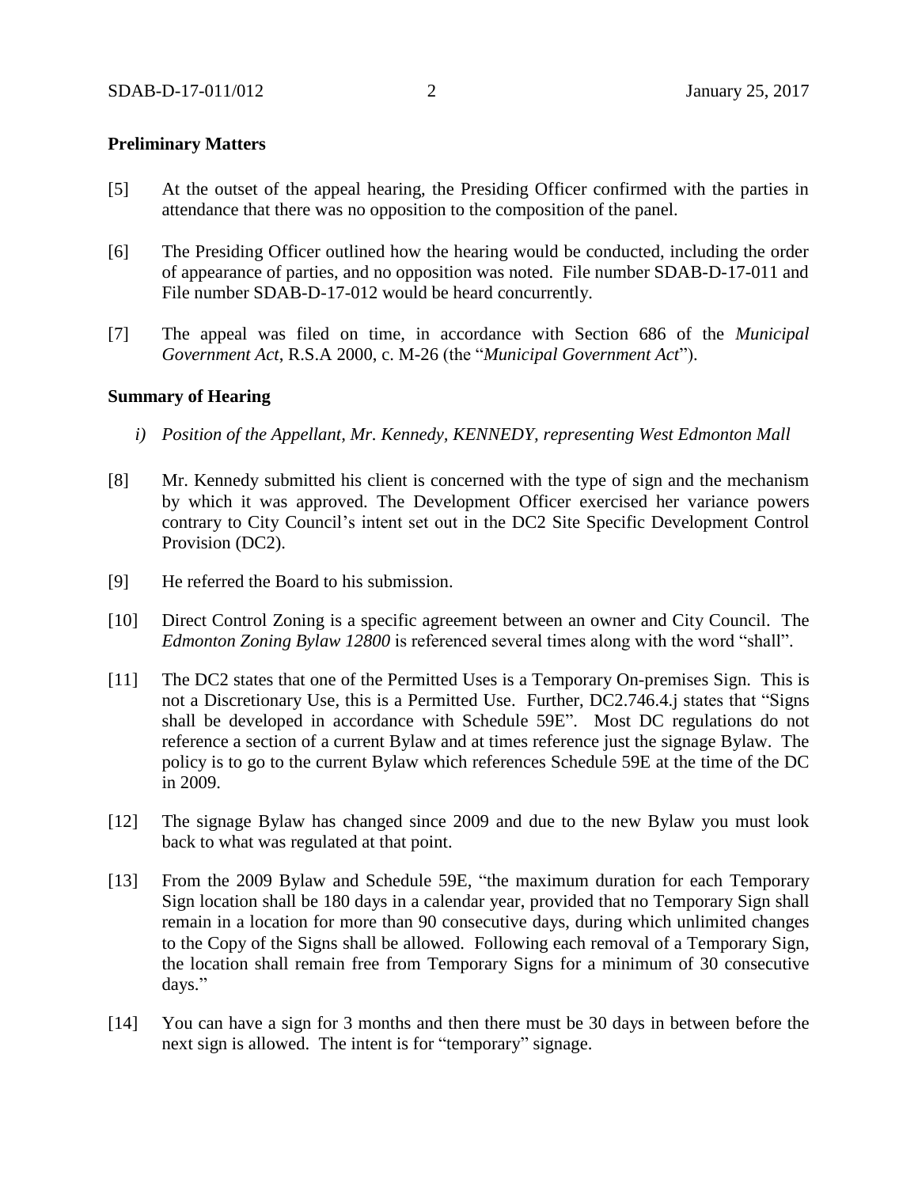**Preliminary Matters**

[5] At the outset of the appeal hearing, the Presiding Officer confirmed with the parties in attendance that there was no opposition to the composition of the panel.

[6] The Presiding Officer outlined how the hearing would be conducted, including the order of appearance of parties, and no opposition was noted. File number SDAB-D-17-011 and File number SDAB-D-17-012 would be heard concurrently.

[7] The appeal was filed on time, in accordance with Section 686 of the *Municipal Government Act*, R.S.A 2000, c. M-26 (the "*Municipal Government Act*").

**Summary of Hearing**

*i) Position of the Appellant, Mr. Kennedy, KENNEDY, representing West Edmonton Mall*

[8] Mr. Kennedy submitted his client is concerned with the type of sign and the mechanism by which it was approved. The Development Officer exercised her variance powers contrary to City Council's intent set out in the DC2 Site Specific Development Control Provision (DC2).

[9] He referred the Board to his submission.

[10] Direct Control Zoning is a specific agreement between an owner and City Council. The *Edmonton Zoning Bylaw 12800* is referenced several times along with the word "shall".

[11] The DC2 states that one of the Permitted Uses is a Temporary On-premises Sign. This is not a Discretionary Use, this is a Permitted Use. Further, DC2.746.4.j states that "Signs shall be developed in accordance with Schedule 59E". Most DC regulations do not reference a section of a current Bylaw and at times reference just the signage Bylaw. The policy is to go to the current Bylaw which references Schedule 59E at the time of the DC in 2009.

[12] The signage Bylaw has changed since 2009 and due to the new Bylaw you must look back to what was regulated at that point.

[13] From the 2009 Bylaw and Schedule 59E, "the maximum duration for each Temporary Sign location shall be 180 days in a calendar year, provided that no Temporary Sign shall remain in a location for more than 90 consecutive days, during which unlimited changes to the Copy of the Signs shall be allowed. Following each removal of a Temporary Sign, the location shall remain free from Temporary Signs for a minimum of 30 consecutive days."

[14] You can have a sign for 3 months and then there must be 30 days in between before the next sign is allowed. The intent is for "temporary" signage.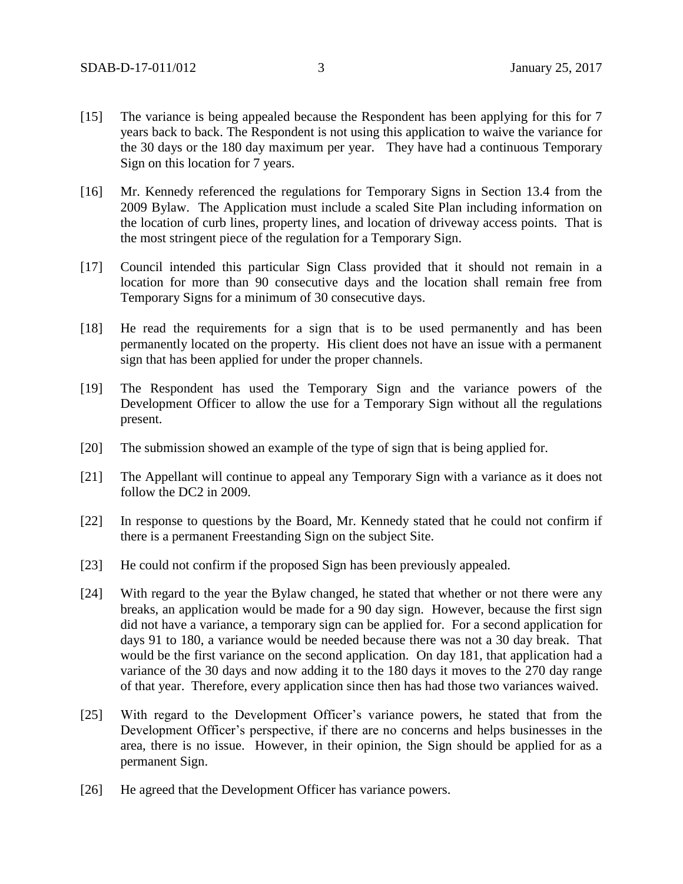[15] The variance is being appealed because the Respondent has been applying for this for 7 years back to back. The Respondent is not using this application to waive the variance for the 30 days or the 180 day maximum per year. They have had a continuous Temporary Sign on this location for 7 years.

[16] Mr. Kennedy referenced the regulations for Temporary Signs in Section 13.4 from the 2009 Bylaw. The Application must include a scaled Site Plan including information on the location of curb lines, property lines, and location of driveway access points. That is the most stringent piece of the regulation for a Temporary Sign.

[17] Council intended this particular Sign Class provided that it should not remain in a location for more than 90 consecutive days and the location shall remain free from Temporary Signs for a minimum of 30 consecutive days.

[18] He read the requirements for a sign that is to be used permanently and has been permanently located on the property. His client does not have an issue with a permanent sign that has been applied for under the proper channels.

[19] The Respondent has used the Temporary Sign and the variance powers of the Development Officer to allow the use for a Temporary Sign without all the regulations present.

[20] The submission showed an example of the type of sign that is being applied for.

[21] The Appellant will continue to appeal any Temporary Sign with a variance as it does not follow the DC2 in 2009.

[22] In response to questions by the Board, Mr. Kennedy stated that he could not confirm if there is a permanent Freestanding Sign on the subject Site.

[23] He could not confirm if the proposed Sign has been previously appealed.

[24] With regard to the year the Bylaw changed, he stated that whether or not there were any breaks, an application would be made for a 90 day sign. However, because the first sign did not have a variance, a temporary sign can be applied for. For a second application for days 91 to 180, a variance would be needed because there was not a 30 day break. That would be the first variance on the second application. On day 181, that application had a variance of the 30 days and now adding it to the 180 days it moves to the 270 day range of that year. Therefore, every application since then has had those two variances waived.

[25] With regard to the Development Officer's variance powers, he stated that from the Development Officer's perspective, if there are no concerns and helps businesses in the area, there is no issue. However, in their opinion, the Sign should be applied for as a permanent Sign.

[26] He agreed that the Development Officer has variance powers.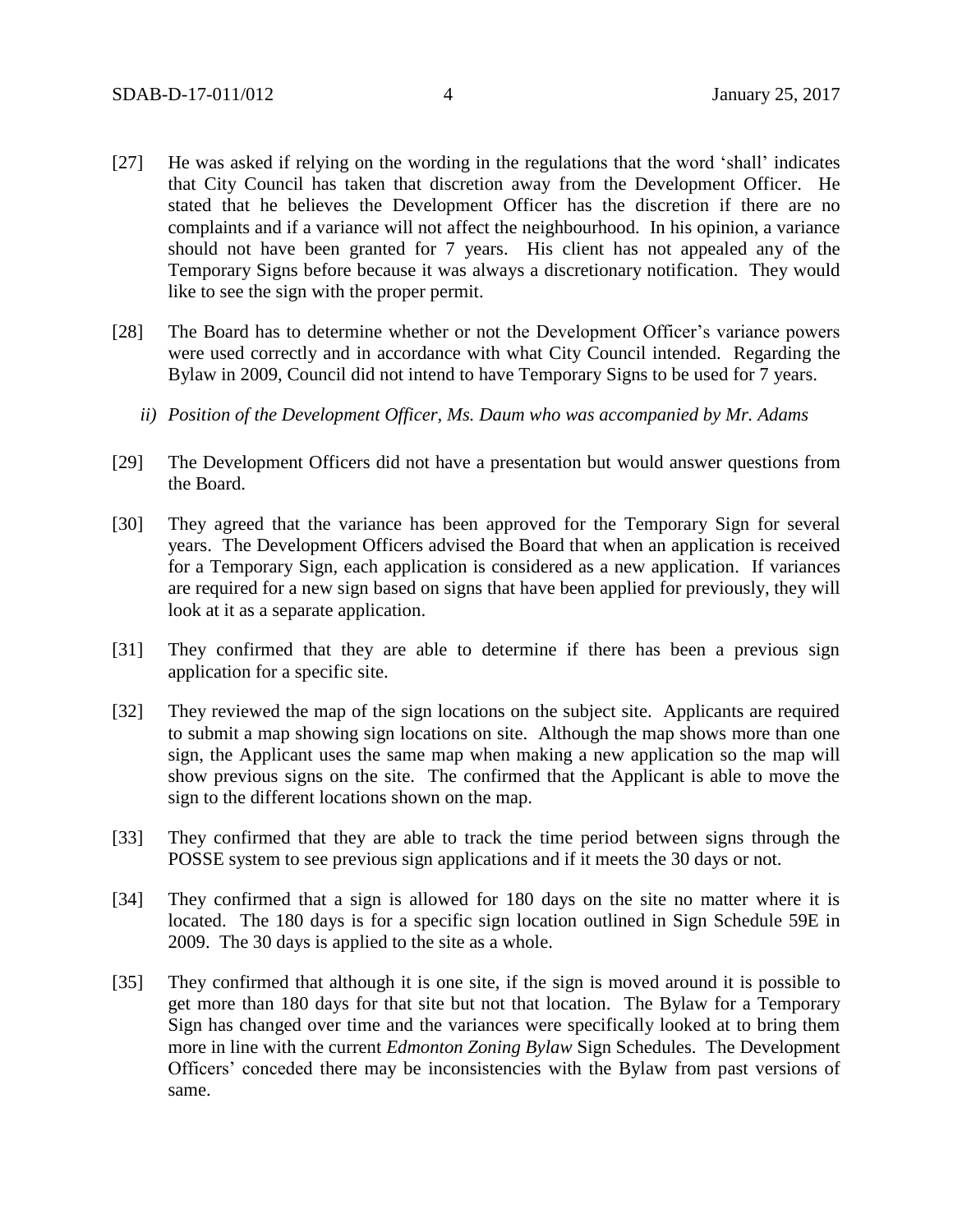[27] He was asked if relying on the wording in the regulations that the word 'shall' indicates that City Council has taken that discretion away from the Development Officer. He stated that he believes the Development Officer has the discretion if there are no complaints and if a variance will not affect the neighbourhood. In his opinion, a variance should not have been granted for 7 years. His client has not appealed any of the Temporary Signs before because it was always a discretionary notification. They would like to see the sign with the proper permit.

[28] The Board has to determine whether or not the Development Officer's variance powers were used correctly and in accordance with what City Council intended. Regarding the Bylaw in 2009, Council did not intend to have Temporary Signs to be used for 7 years.

*ii) Position of the Development Officer, Ms. Daum who was accompanied by Mr. Adams*

[29] The Development Officers did not have a presentation but would answer questions from the Board.

[30] They agreed that the variance has been approved for the Temporary Sign for several years. The Development Officers advised the Board that when an application is received for a Temporary Sign, each application is considered as a new application. If variances are required for a new sign based on signs that have been applied for previously, they will look at it as a separate application.

[31] They confirmed that they are able to determine if there has been a previous sign application for a specific site.

[32] They reviewed the map of the sign locations on the subject site. Applicants are required to submit a map showing sign locations on site. Although the map shows more than one sign, the Applicant uses the same map when making a new application so the map will show previous signs on the site. The confirmed that the Applicant is able to move the sign to the different locations shown on the map.

[33] They confirmed that they are able to track the time period between signs through the POSSE system to see previous sign applications and if it meets the 30 days or not.

[34] They confirmed that a sign is allowed for 180 days on the site no matter where it is located. The 180 days is for a specific sign location outlined in Sign Schedule 59E in 2009. The 30 days is applied to the site as a whole.

[35] They confirmed that although it is one site, if the sign is moved around it is possible to get more than 180 days for that site but not that location. The Bylaw for a Temporary Sign has changed over time and the variances were specifically looked at to bring them more in line with the current *Edmonton Zoning Bylaw* Sign Schedules. The Development Officers' conceded there may be inconsistencies with the Bylaw from past versions of same.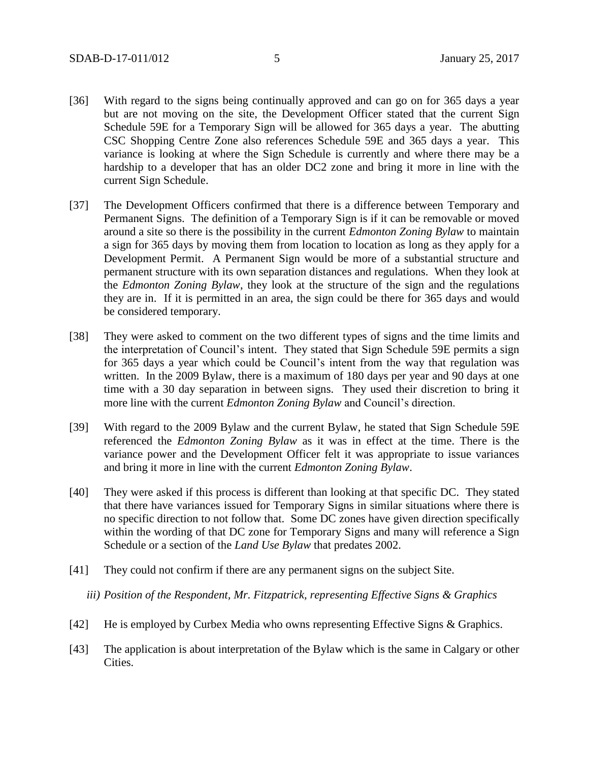[36] With regard to the signs being continually approved and can go on for 365 days a year but are not moving on the site, the Development Officer stated that the current Sign Schedule 59E for a Temporary Sign will be allowed for 365 days a year. The abutting CSC Shopping Centre Zone also references Schedule 59E and 365 days a year. This variance is looking at where the Sign Schedule is currently and where there may be a hardship to a developer that has an older DC2 zone and bring it more in line with the current Sign Schedule.

[37] The Development Officers confirmed that there is a difference between Temporary and Permanent Signs. The definition of a Temporary Sign is if it can be removable or moved around a site so there is the possibility in the current *Edmonton Zoning Bylaw* to maintain a sign for 365 days by moving them from location to location as long as they apply for a Development Permit. A Permanent Sign would be more of a substantial structure and permanent structure with its own separation distances and regulations. When they look at the *Edmonton Zoning Bylaw*, they look at the structure of the sign and the regulations they are in. If it is permitted in an area, the sign could be there for 365 days and would be considered temporary.

[38] They were asked to comment on the two different types of signs and the time limits and the interpretation of Council's intent. They stated that Sign Schedule 59E permits a sign for 365 days a year which could be Council's intent from the way that regulation was written. In the 2009 Bylaw, there is a maximum of 180 days per year and 90 days at one time with a 30 day separation in between signs. They used their discretion to bring it more line with the current *Edmonton Zoning Bylaw* and Council's direction.

[39] With regard to the 2009 Bylaw and the current Bylaw, he stated that Sign Schedule 59E referenced the *Edmonton Zoning Bylaw* as it was in effect at the time. There is the variance power and the Development Officer felt it was appropriate to issue variances and bring it more in line with the current *Edmonton Zoning Bylaw*.

[40] They were asked if this process is different than looking at that specific DC. They stated that there have variances issued for Temporary Signs in similar situations where there is no specific direction to not follow that. Some DC zones have given direction specifically within the wording of that DC zone for Temporary Signs and many will reference a Sign Schedule or a section of the *Land Use Bylaw* that predates 2002.

[41] They could not confirm if there are any permanent signs on the subject Site.

*iii) Position of the Respondent, Mr. Fitzpatrick, representing Effective Signs & Graphics*

[42] He is employed by Curbex Media who owns representing Effective Signs & Graphics.

[43] The application is about interpretation of the Bylaw which is the same in Calgary or other Cities.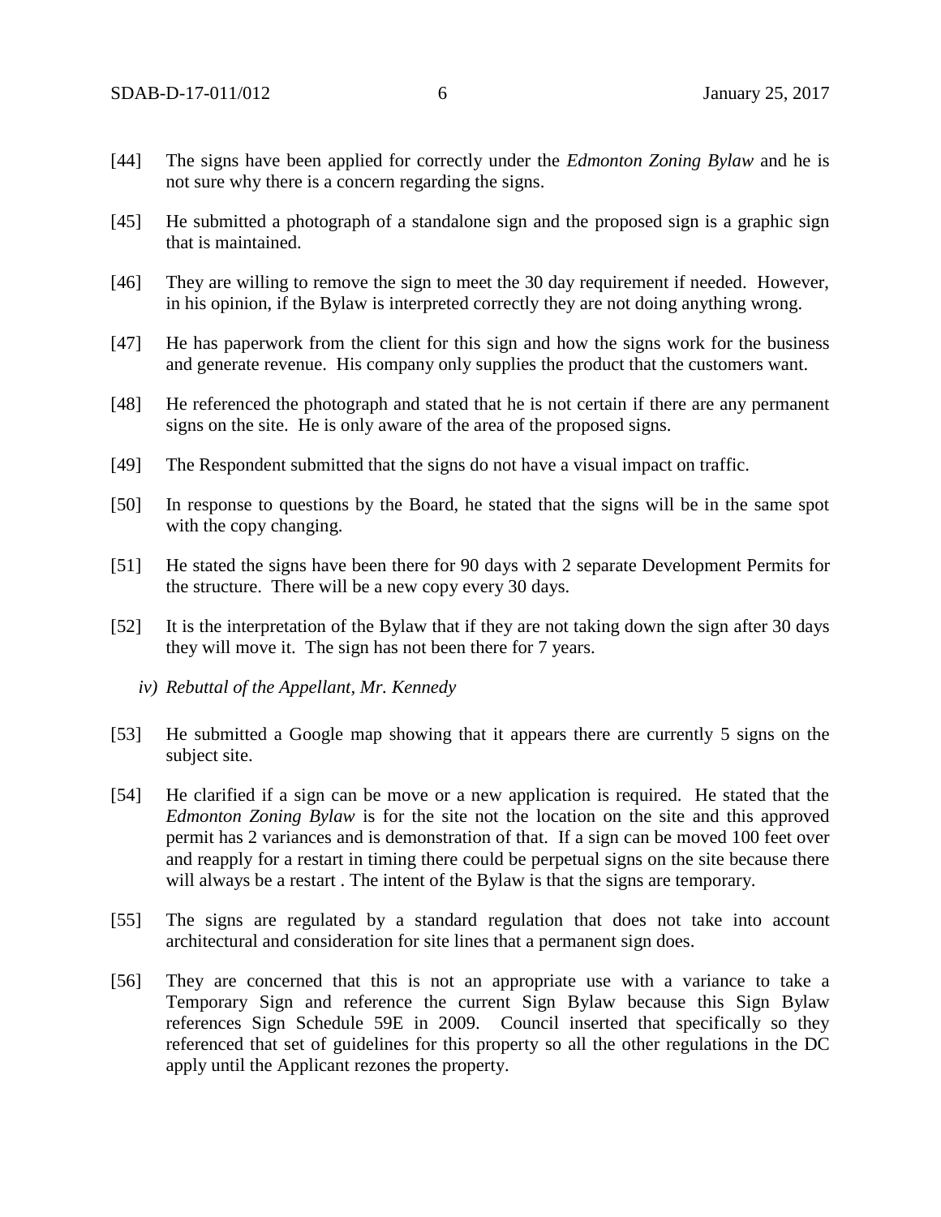[44] The signs have been applied for correctly under the *Edmonton Zoning Bylaw* and he is not sure why there is a concern regarding the signs.

[45] He submitted a photograph of a standalone sign and the proposed sign is a graphic sign that is maintained.

[46] They are willing to remove the sign to meet the 30 day requirement if needed. However, in his opinion, if the Bylaw is interpreted correctly they are not doing anything wrong.

[47] He has paperwork from the client for this sign and how the signs work for the business and generate revenue. His company only supplies the product that the customers want.

[48] He referenced the photograph and stated that he is not certain if there are any permanent signs on the site. He is only aware of the area of the proposed signs.

[49] The Respondent submitted that the signs do not have a visual impact on traffic.

[50] In response to questions by the Board, he stated that the signs will be in the same spot with the copy changing.

[51] He stated the signs have been there for 90 days with 2 separate Development Permits for the structure. There will be a new copy every 30 days.

[52] It is the interpretation of the Bylaw that if they are not taking down the sign after 30 days they will move it. The sign has not been there for 7 years.

*iv) Rebuttal of the Appellant, Mr. Kennedy*

[53] He submitted a Google map showing that it appears there are currently 5 signs on the subject site.

[54] He clarified if a sign can be move or a new application is required. He stated that the *Edmonton Zoning Bylaw* is for the site not the location on the site and this approved permit has 2 variances and is demonstration of that. If a sign can be moved 100 feet over and reapply for a restart in timing there could be perpetual signs on the site because there will always be a restart . The intent of the Bylaw is that the signs are temporary.

[55] The signs are regulated by a standard regulation that does not take into account architectural and consideration for site lines that a permanent sign does.

[56] They are concerned that this is not an appropriate use with a variance to take a Temporary Sign and reference the current Sign Bylaw because this Sign Bylaw references Sign Schedule 59E in 2009. Council inserted that specifically so they referenced that set of guidelines for this property so all the other regulations in the DC apply until the Applicant rezones the property.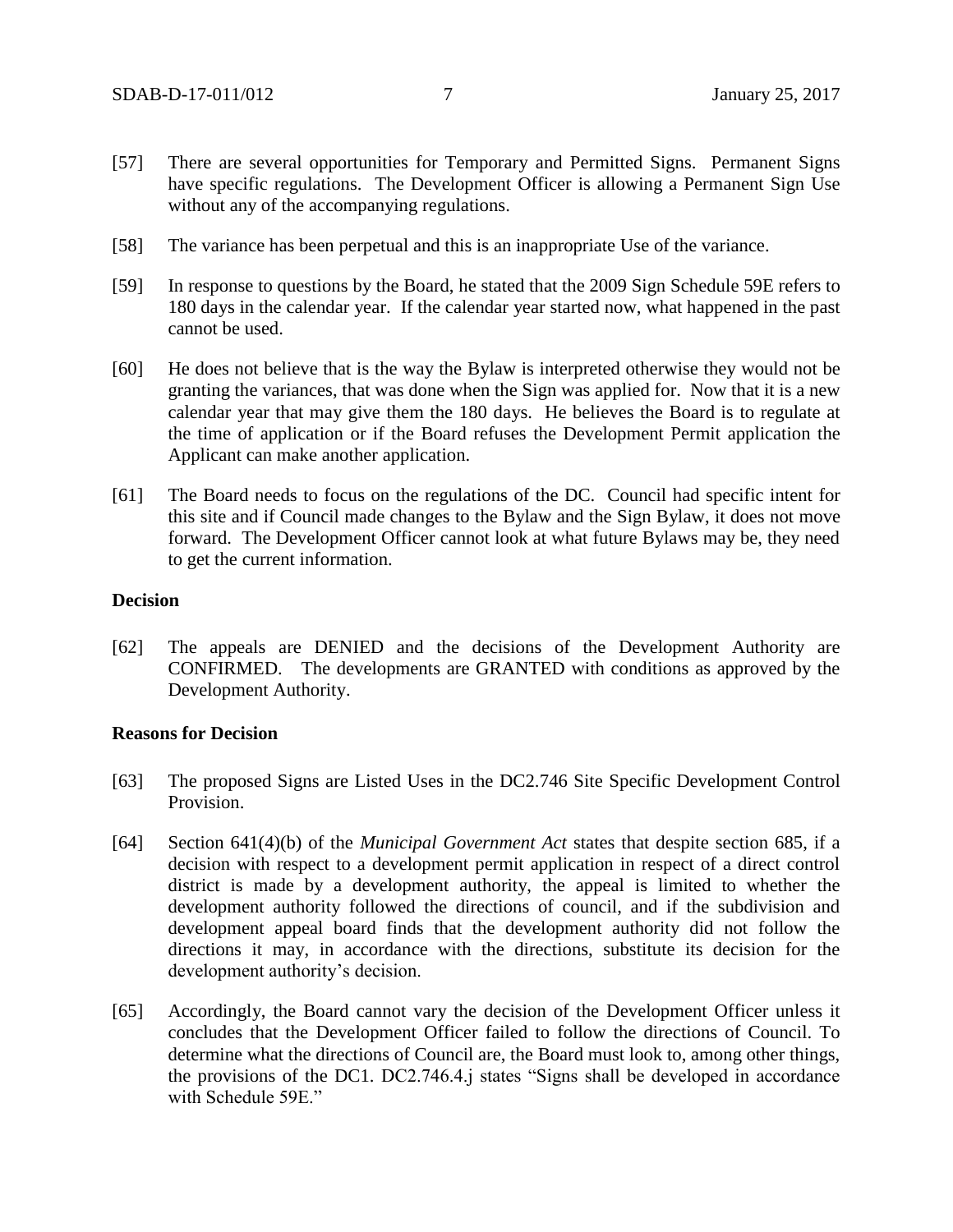[57] There are several opportunities for Temporary and Permitted Signs. Permanent Signs have specific regulations. The Development Officer is allowing a Permanent Sign Use without any of the accompanying regulations.

[58] The variance has been perpetual and this is an inappropriate Use of the variance.

[59] In response to questions by the Board, he stated that the 2009 Sign Schedule 59E refers to 180 days in the calendar year. If the calendar year started now, what happened in the past cannot be used.

[60] He does not believe that is the way the Bylaw is interpreted otherwise they would not be granting the variances, that was done when the Sign was applied for. Now that it is a new calendar year that may give them the 180 days. He believes the Board is to regulate at the time of application or if the Board refuses the Development Permit application the Applicant can make another application.

[61] The Board needs to focus on the regulations of the DC. Council had specific intent for this site and if Council made changes to the Bylaw and the Sign Bylaw, it does not move forward. The Development Officer cannot look at what future Bylaws may be, they need to get the current information.

**Decision**

[62] The appeals are DENIED and the decisions of the Development Authority are CONFIRMED. The developments are GRANTED with conditions as approved by the Development Authority.

**Reasons for Decision**

[63] The proposed Signs are Listed Uses in the DC2.746 Site Specific Development Control Provision.

[64] Section 641(4)(b) of the *Municipal Government Act* states that despite section 685, if a decision with respect to a development permit application in respect of a direct control district is made by a development authority, the appeal is limited to whether the development authority followed the directions of council, and if the subdivision and development appeal board finds that the development authority did not follow the directions it may, in accordance with the directions, substitute its decision for the development authority's decision.

[65] Accordingly, the Board cannot vary the decision of the Development Officer unless it concludes that the Development Officer failed to follow the directions of Council. To determine what the directions of Council are, the Board must look to, among other things, the provisions of the DC1. DC2.746.4.j states "Signs shall be developed in accordance with Schedule 59E."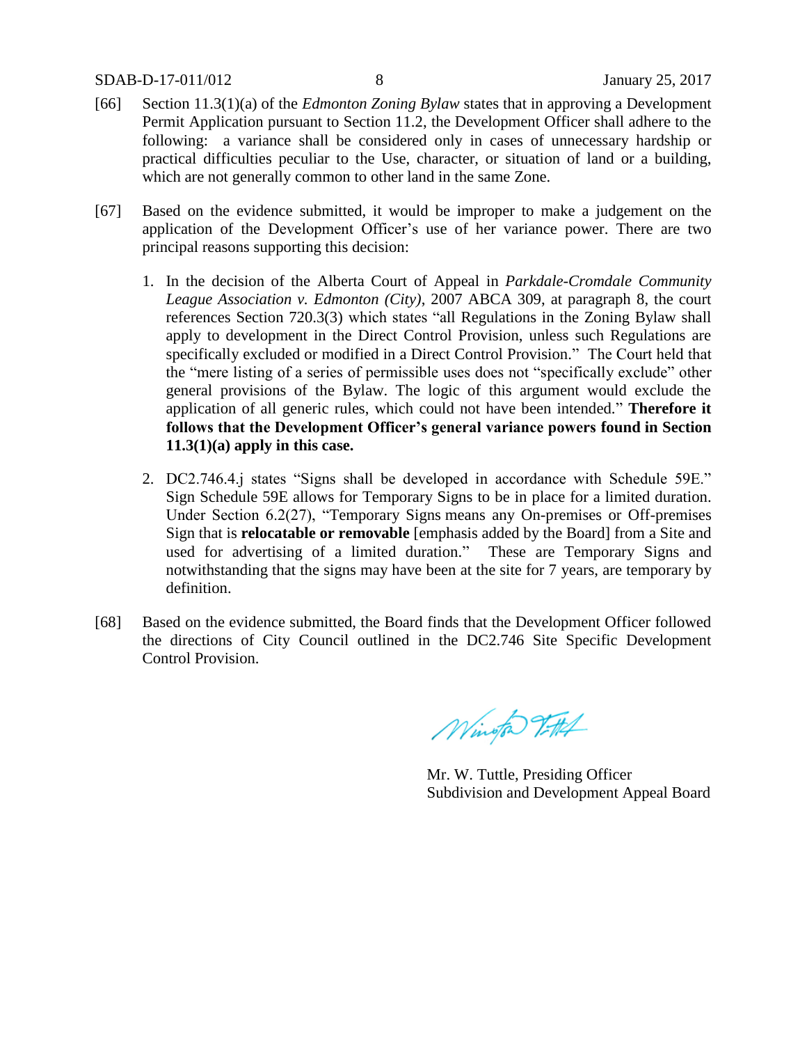[66] Section 11.3(1)(a) of the *Edmonton Zoning Bylaw* states that in approving a Development Permit Application pursuant to Section 11.2, the Development Officer shall adhere to the following: a variance shall be considered only in cases of unnecessary hardship or practical difficulties peculiar to the Use, character, or situation of land or a building, which are not generally common to other land in the same Zone.

[67] Based on the evidence submitted, it would be improper to make a judgement on the application of the Development Officer's use of her variance power. There are two principal reasons supporting this decision:

1. In the decision of the Alberta Court of Appeal in *Parkdale-Cromdale Community League Association v. Edmonton (City)*, 2007 ABCA 309, at paragraph 8, the court references Section 720.3(3) which states "all Regulations in the Zoning Bylaw shall apply to development in the Direct Control Provision, unless such Regulations are specifically excluded or modified in a Direct Control Provision." The Court held that the "mere listing of a series of permissible uses does not "specifically exclude" other general provisions of the Bylaw. The logic of this argument would exclude the application of all generic rules, which could not have been intended." **Therefore it follows that the Development Officer's general variance powers found in Section 11.3(1)(a) apply in this case.**

2. DC2.746.4.j states "Signs shall be developed in accordance with Schedule 59E." Sign Schedule 59E allows for Temporary Signs to be in place for a limited duration. Under Section 6.2(27), "Temporary Signs means any On-premises or Off-premises Sign that is **relocatable or removable** [emphasis added by the Board] from a Site and used for advertising of a limited duration." These are Temporary Signs and notwithstanding that the signs may have been at the site for 7 years, are temporary by definition.

[68] Based on the evidence submitted, the Board finds that the Development Officer followed the directions of City Council outlined in the DC2.746 Site Specific Development Control Provision.

Mr. W. Tuttle, Presiding Officer
Subdivision and Development Appeal Board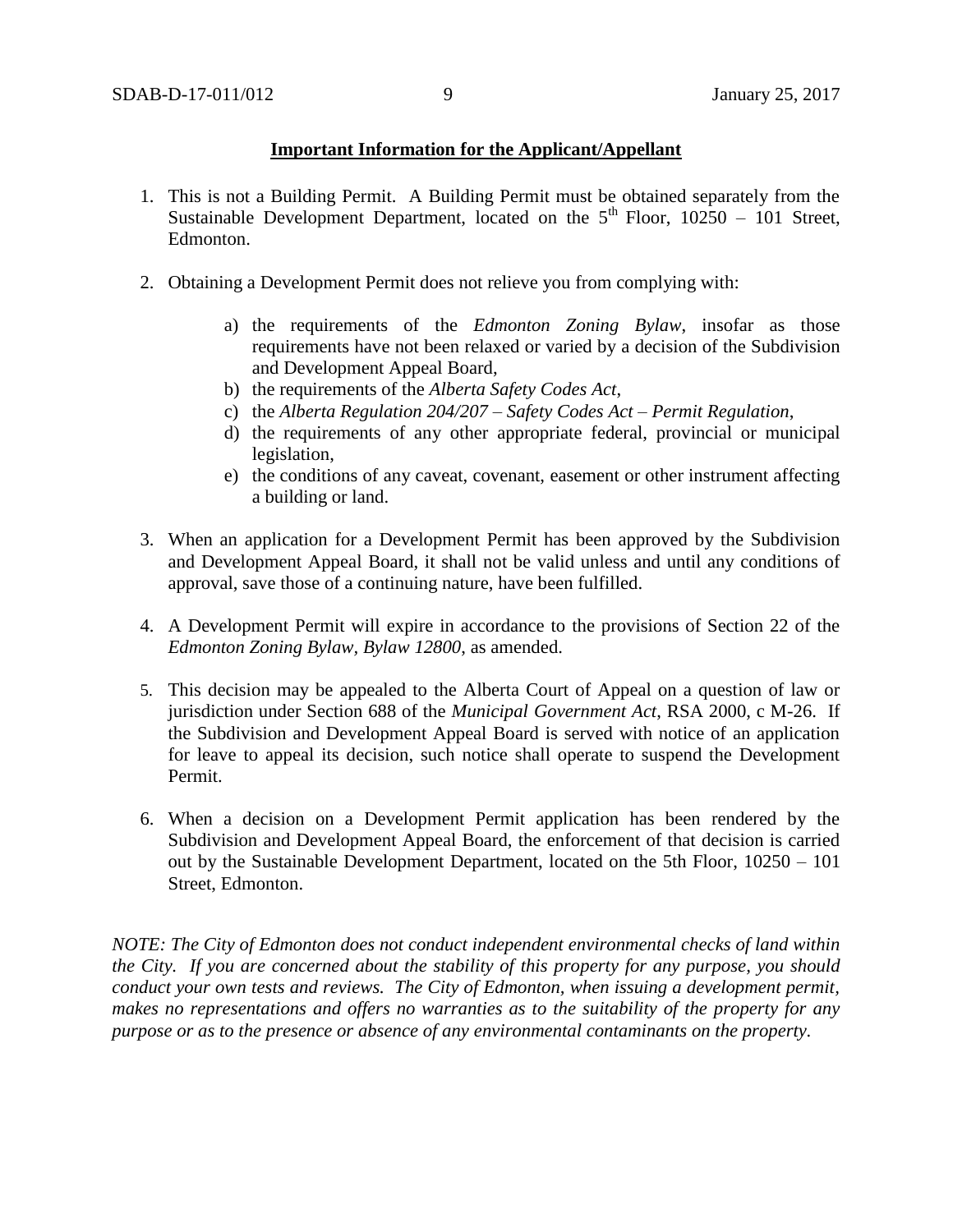**Important Information for the Applicant/Appellant**

1. This is not a Building Permit. A Building Permit must be obtained separately from the Sustainable Development Department, located on the 5th Floor, 10250 – 101 Street, Edmonton.

2. Obtaining a Development Permit does not relieve you from complying with:

    a) the requirements of the *Edmonton Zoning Bylaw*, insofar as those requirements have not been relaxed or varied by a decision of the Subdivision and Development Appeal Board,
    b) the requirements of the *Alberta Safety Codes Act*,
    c) the *Alberta Regulation 204/207 – Safety Codes Act – Permit Regulation*,
    d) the requirements of any other appropriate federal, provincial or municipal legislation,
    e) the conditions of any caveat, covenant, easement or other instrument affecting a building or land.

3. When an application for a Development Permit has been approved by the Subdivision and Development Appeal Board, it shall not be valid unless and until any conditions of approval, save those of a continuing nature, have been fulfilled.

4. A Development Permit will expire in accordance to the provisions of Section 22 of the *Edmonton Zoning Bylaw, Bylaw 12800*, as amended.

5. This decision may be appealed to the Alberta Court of Appeal on a question of law or jurisdiction under Section 688 of the *Municipal Government Act*, RSA 2000, c M-26. If the Subdivision and Development Appeal Board is served with notice of an application for leave to appeal its decision, such notice shall operate to suspend the Development Permit.

6. When a decision on a Development Permit application has been rendered by the Subdivision and Development Appeal Board, the enforcement of that decision is carried out by the Sustainable Development Department, located on the 5th Floor, 10250 – 101 Street, Edmonton.

*NOTE: The City of Edmonton does not conduct independent environmental checks of land within the City. If you are concerned about the stability of this property for any purpose, you should conduct your own tests and reviews. The City of Edmonton, when issuing a development permit, makes no representations and offers no warranties as to the suitability of the property for any purpose or as to the presence or absence of any environmental contaminants on the property.*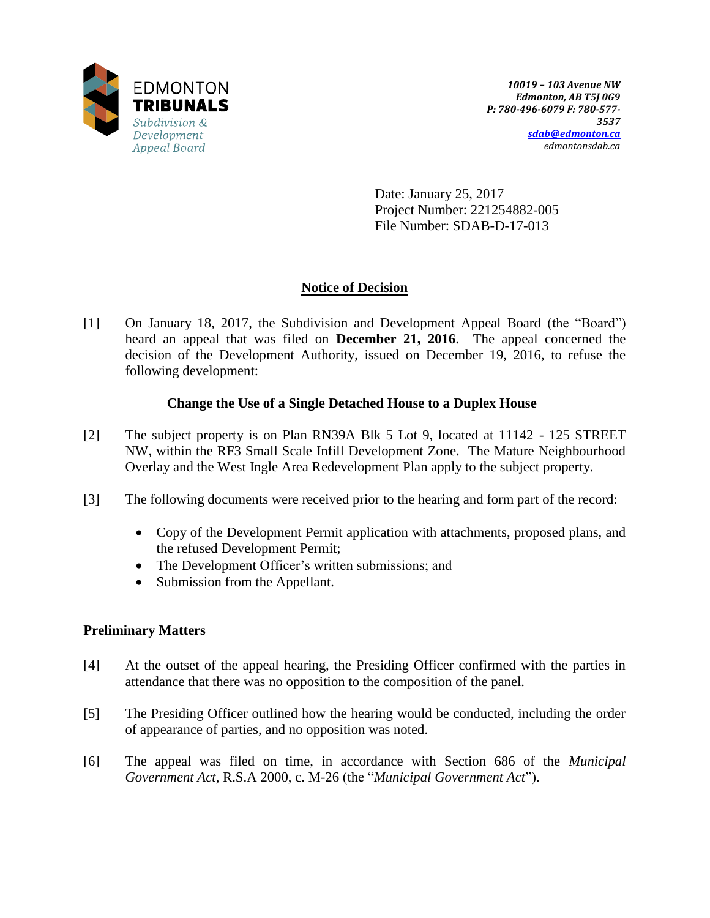EDMONTON
**TRIBUNALS**
*Subdivision & Development Appeal Board*

***10019 – 103 Avenue NW***
***Edmonton, AB T5J 0G9***
***P: 780-496-6079 F: 780-577-3537***
***sdab@edmonton.ca***
*edmontonsdab.ca*

Date: January 25, 2017
Project Number: 221254882-005
File Number: SDAB-D-17-013

## Notice of Decision

[1] On January 18, 2017, the Subdivision and Development Appeal Board (the "Board") heard an appeal that was filed on **December 21, 2016**. The appeal concerned the decision of the Development Authority, issued on December 19, 2016, to refuse the following development:

**Change the Use of a Single Detached House to a Duplex House**

[2] The subject property is on Plan RN39A Blk 5 Lot 9, located at 11142 - 125 STREET NW, within the RF3 Small Scale Infill Development Zone. The Mature Neighbourhood Overlay and the West Ingle Area Redevelopment Plan apply to the subject property.

[3] The following documents were received prior to the hearing and form part of the record:

- Copy of the Development Permit application with attachments, proposed plans, and the refused Development Permit;
- The Development Officer's written submissions; and
- Submission from the Appellant.

### Preliminary Matters

[4] At the outset of the appeal hearing, the Presiding Officer confirmed with the parties in attendance that there was no opposition to the composition of the panel.

[5] The Presiding Officer outlined how the hearing would be conducted, including the order of appearance of parties, and no opposition was noted.

[6] The appeal was filed on time, in accordance with Section 686 of the *Municipal Government Act*, R.S.A 2000, c. M-26 (the "*Municipal Government Act*").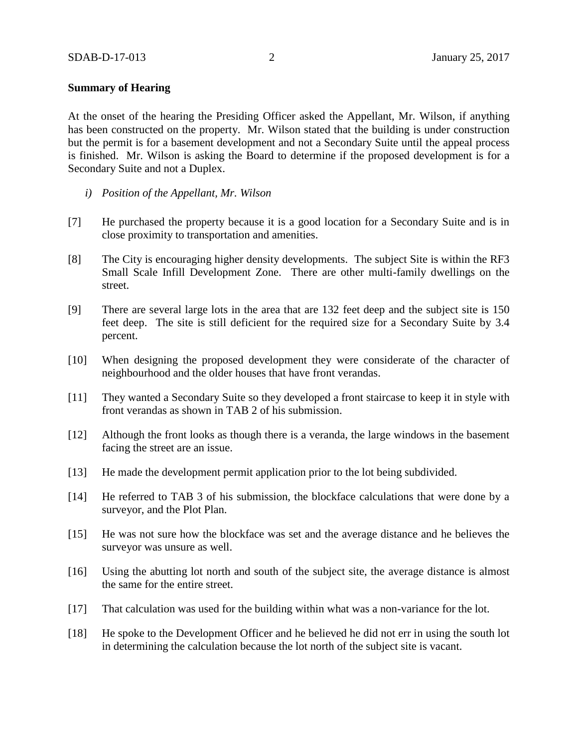**Summary of Hearing**

At the onset of the hearing the Presiding Officer asked the Appellant, Mr. Wilson, if anything has been constructed on the property. Mr. Wilson stated that the building is under construction but the permit is for a basement development and not a Secondary Suite until the appeal process is finished. Mr. Wilson is asking the Board to determine if the proposed development is for a Secondary Suite and not a Duplex.

*i) Position of the Appellant, Mr. Wilson*

[7] He purchased the property because it is a good location for a Secondary Suite and is in close proximity to transportation and amenities.

[8] The City is encouraging higher density developments. The subject Site is within the RF3 Small Scale Infill Development Zone. There are other multi-family dwellings on the street.

[9] There are several large lots in the area that are 132 feet deep and the subject site is 150 feet deep. The site is still deficient for the required size for a Secondary Suite by 3.4 percent.

[10] When designing the proposed development they were considerate of the character of neighbourhood and the older houses that have front verandas.

[11] They wanted a Secondary Suite so they developed a front staircase to keep it in style with front verandas as shown in TAB 2 of his submission.

[12] Although the front looks as though there is a veranda, the large windows in the basement facing the street are an issue.

[13] He made the development permit application prior to the lot being subdivided.

[14] He referred to TAB 3 of his submission, the blockface calculations that were done by a surveyor, and the Plot Plan.

[15] He was not sure how the blockface was set and the average distance and he believes the surveyor was unsure as well.

[16] Using the abutting lot north and south of the subject site, the average distance is almost the same for the entire street.

[17] That calculation was used for the building within what was a non-variance for the lot.

[18] He spoke to the Development Officer and he believed he did not err in using the south lot in determining the calculation because the lot north of the subject site is vacant.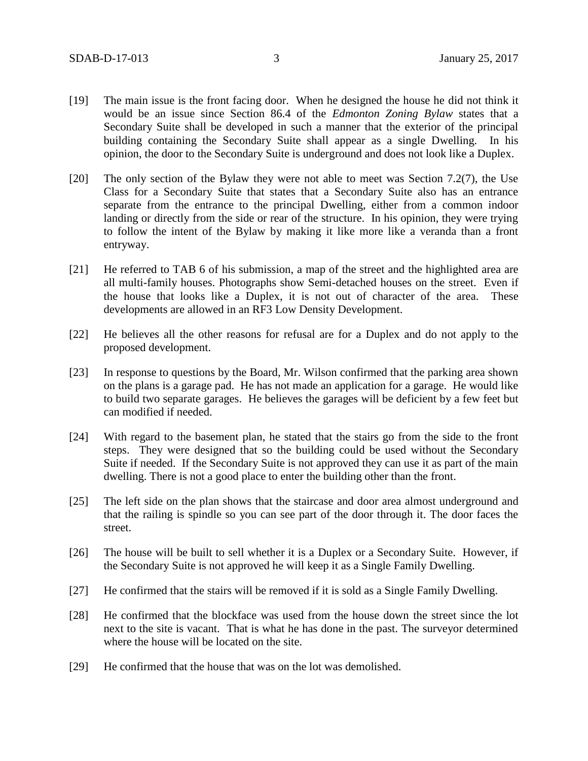[19] The main issue is the front facing door. When he designed the house he did not think it would be an issue since Section 86.4 of the *Edmonton Zoning Bylaw* states that a Secondary Suite shall be developed in such a manner that the exterior of the principal building containing the Secondary Suite shall appear as a single Dwelling. In his opinion, the door to the Secondary Suite is underground and does not look like a Duplex.

[20] The only section of the Bylaw they were not able to meet was Section 7.2(7), the Use Class for a Secondary Suite that states that a Secondary Suite also has an entrance separate from the entrance to the principal Dwelling, either from a common indoor landing or directly from the side or rear of the structure. In his opinion, they were trying to follow the intent of the Bylaw by making it like more like a veranda than a front entryway.

[21] He referred to TAB 6 of his submission, a map of the street and the highlighted area are all multi-family houses. Photographs show Semi-detached houses on the street. Even if the house that looks like a Duplex, it is not out of character of the area. These developments are allowed in an RF3 Low Density Development.

[22] He believes all the other reasons for refusal are for a Duplex and do not apply to the proposed development.

[23] In response to questions by the Board, Mr. Wilson confirmed that the parking area shown on the plans is a garage pad. He has not made an application for a garage. He would like to build two separate garages. He believes the garages will be deficient by a few feet but can modified if needed.

[24] With regard to the basement plan, he stated that the stairs go from the side to the front steps. They were designed that so the building could be used without the Secondary Suite if needed. If the Secondary Suite is not approved they can use it as part of the main dwelling. There is not a good place to enter the building other than the front.

[25] The left side on the plan shows that the staircase and door area almost underground and that the railing is spindle so you can see part of the door through it. The door faces the street.

[26] The house will be built to sell whether it is a Duplex or a Secondary Suite. However, if the Secondary Suite is not approved he will keep it as a Single Family Dwelling.

[27] He confirmed that the stairs will be removed if it is sold as a Single Family Dwelling.

[28] He confirmed that the blockface was used from the house down the street since the lot next to the site is vacant. That is what he has done in the past. The surveyor determined where the house will be located on the site.

[29] He confirmed that the house that was on the lot was demolished.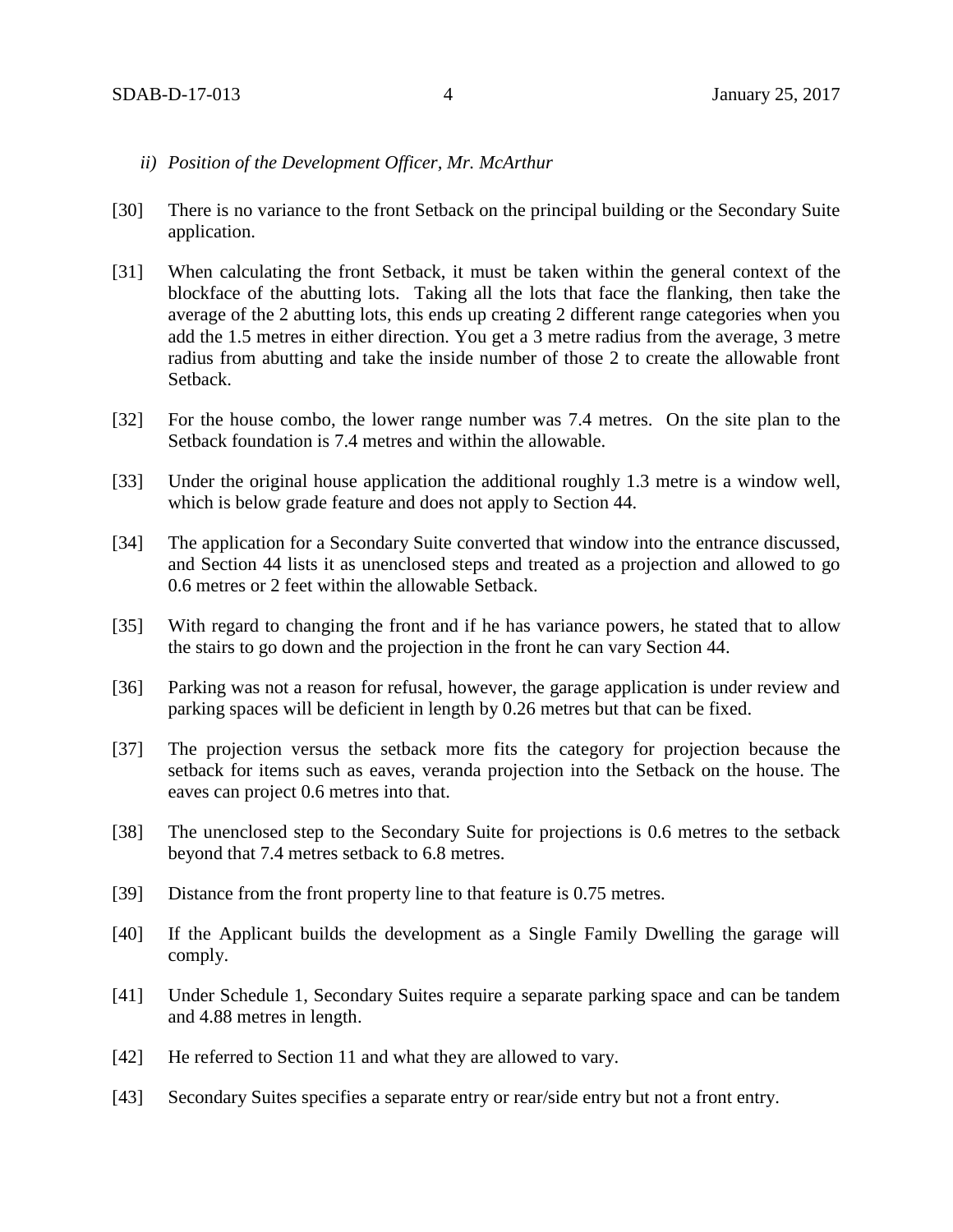*ii) Position of the Development Officer, Mr. McArthur*

[30] There is no variance to the front Setback on the principal building or the Secondary Suite application.

[31] When calculating the front Setback, it must be taken within the general context of the blockface of the abutting lots. Taking all the lots that face the flanking, then take the average of the 2 abutting lots, this ends up creating 2 different range categories when you add the 1.5 metres in either direction. You get a 3 metre radius from the average, 3 metre radius from abutting and take the inside number of those 2 to create the allowable front Setback.

[32] For the house combo, the lower range number was 7.4 metres. On the site plan to the Setback foundation is 7.4 metres and within the allowable.

[33] Under the original house application the additional roughly 1.3 metre is a window well, which is below grade feature and does not apply to Section 44.

[34] The application for a Secondary Suite converted that window into the entrance discussed, and Section 44 lists it as unenclosed steps and treated as a projection and allowed to go 0.6 metres or 2 feet within the allowable Setback.

[35] With regard to changing the front and if he has variance powers, he stated that to allow the stairs to go down and the projection in the front he can vary Section 44.

[36] Parking was not a reason for refusal, however, the garage application is under review and parking spaces will be deficient in length by 0.26 metres but that can be fixed.

[37] The projection versus the setback more fits the category for projection because the setback for items such as eaves, veranda projection into the Setback on the house. The eaves can project 0.6 metres into that.

[38] The unenclosed step to the Secondary Suite for projections is 0.6 metres to the setback beyond that 7.4 metres setback to 6.8 metres.

[39] Distance from the front property line to that feature is 0.75 metres.

[40] If the Applicant builds the development as a Single Family Dwelling the garage will comply.

[41] Under Schedule 1, Secondary Suites require a separate parking space and can be tandem and 4.88 metres in length.

[42] He referred to Section 11 and what they are allowed to vary.

[43] Secondary Suites specifies a separate entry or rear/side entry but not a front entry.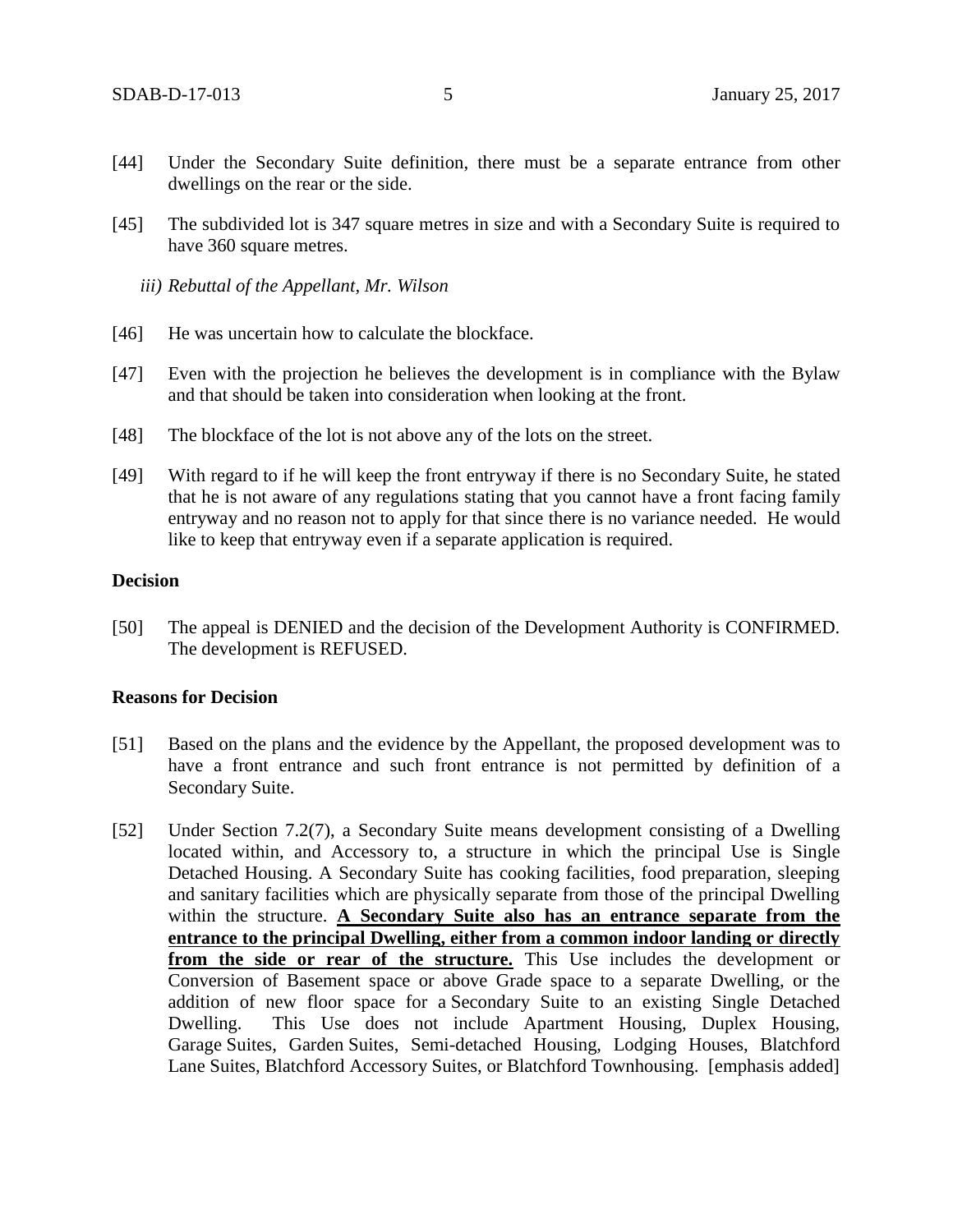[44] Under the Secondary Suite definition, there must be a separate entrance from other dwellings on the rear or the side.

[45] The subdivided lot is 347 square metres in size and with a Secondary Suite is required to have 360 square metres.

*iii) Rebuttal of the Appellant, Mr. Wilson*

[46] He was uncertain how to calculate the blockface.

[47] Even with the projection he believes the development is in compliance with the Bylaw and that should be taken into consideration when looking at the front.

[48] The blockface of the lot is not above any of the lots on the street.

[49] With regard to if he will keep the front entryway if there is no Secondary Suite, he stated that he is not aware of any regulations stating that you cannot have a front facing family entryway and no reason not to apply for that since there is no variance needed. He would like to keep that entryway even if a separate application is required.

**Decision**

[50] The appeal is DENIED and the decision of the Development Authority is CONFIRMED. The development is REFUSED.

**Reasons for Decision**

[51] Based on the plans and the evidence by the Appellant, the proposed development was to have a front entrance and such front entrance is not permitted by definition of a Secondary Suite.

[52] Under Section 7.2(7), a Secondary Suite means development consisting of a Dwelling located within, and Accessory to, a structure in which the principal Use is Single Detached Housing. A Secondary Suite has cooking facilities, food preparation, sleeping and sanitary facilities which are physically separate from those of the principal Dwelling within the structure. <u>**A Secondary Suite also has an entrance separate from the entrance to the principal Dwelling, either from a common indoor landing or directly from the side or rear of the structure.**</u> This Use includes the development or Conversion of Basement space or above Grade space to a separate Dwelling, or the addition of new floor space for a Secondary Suite to an existing Single Detached Dwelling. This Use does not include Apartment Housing, Duplex Housing, Garage Suites, Garden Suites, Semi-detached Housing, Lodging Houses, Blatchford Lane Suites, Blatchford Accessory Suites, or Blatchford Townhousing. [emphasis added]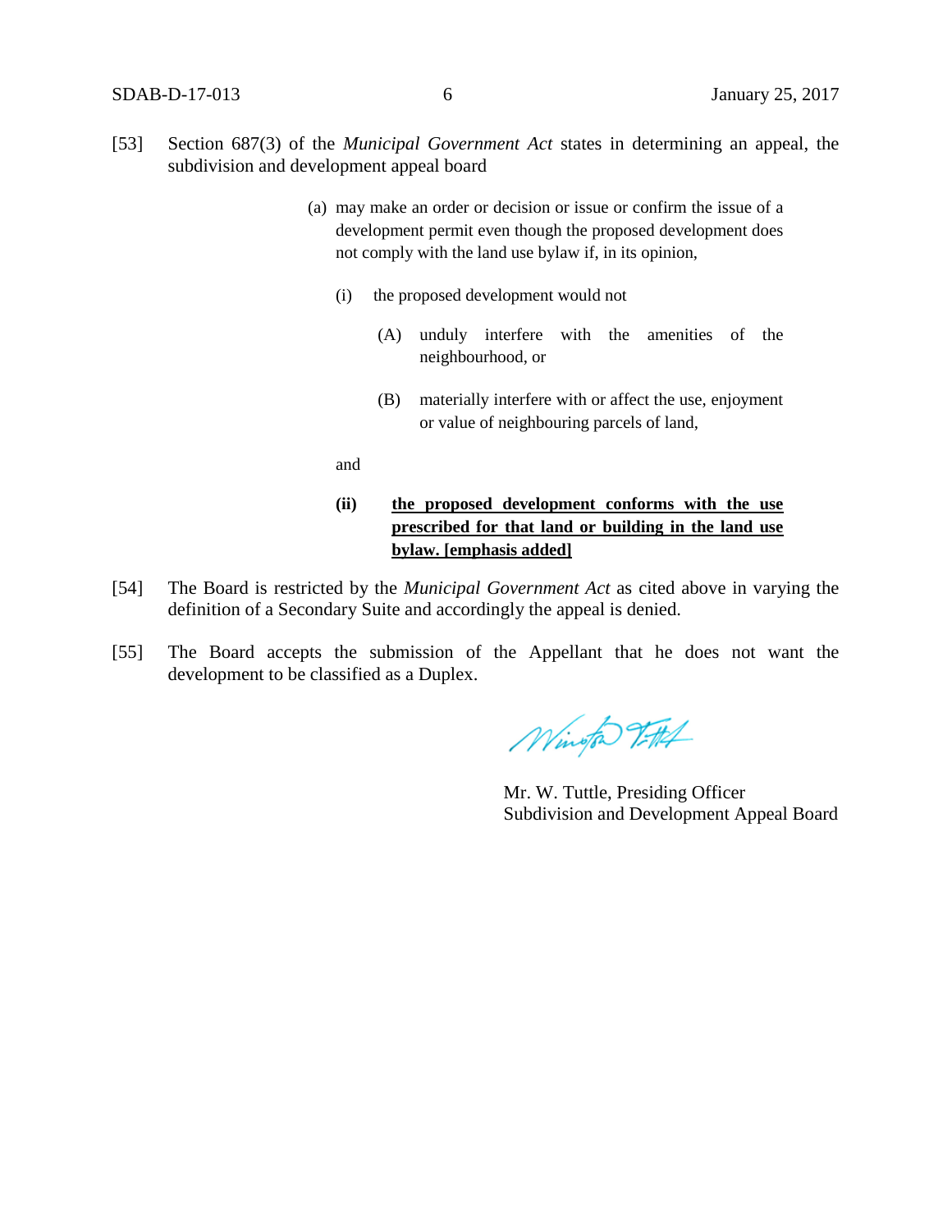[53] Section 687(3) of the *Municipal Government Act* states in determining an appeal, the subdivision and development appeal board

> (a) may make an order or decision or issue or confirm the issue of a development permit even though the proposed development does not comply with the land use bylaw if, in its opinion,
>
> (i) the proposed development would not
>
> (A) unduly interfere with the amenities of the neighbourhood, or
>
> (B) materially interfere with or affect the use, enjoyment or value of neighbouring parcels of land,
>
> and
>
> **(ii)** **<u>the proposed development conforms with the use prescribed for that land or building in the land use bylaw. [emphasis added]</u>**

[54] The Board is restricted by the *Municipal Government Act* as cited above in varying the definition of a Secondary Suite and accordingly the appeal is denied.

[55] The Board accepts the submission of the Appellant that he does not want the development to be classified as a Duplex.

Mr. W. Tuttle, Presiding Officer
Subdivision and Development Appeal Board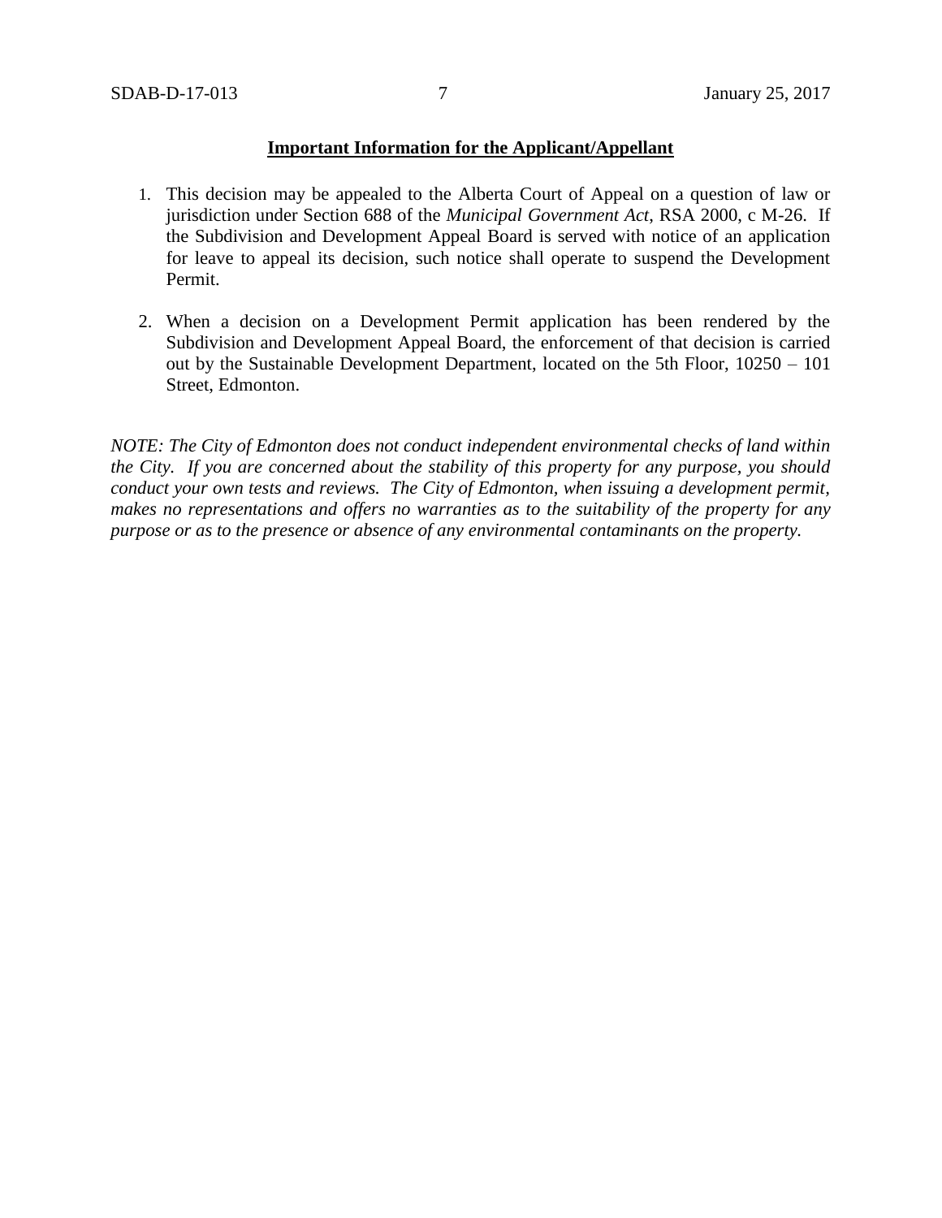**Important Information for the Applicant/Appellant**

1. This decision may be appealed to the Alberta Court of Appeal on a question of law or jurisdiction under Section 688 of the *Municipal Government Act*, RSA 2000, c M-26. If the Subdivision and Development Appeal Board is served with notice of an application for leave to appeal its decision, such notice shall operate to suspend the Development Permit.

2. When a decision on a Development Permit application has been rendered by the Subdivision and Development Appeal Board, the enforcement of that decision is carried out by the Sustainable Development Department, located on the 5th Floor, 10250 – 101 Street, Edmonton.

*NOTE: The City of Edmonton does not conduct independent environmental checks of land within the City. If you are concerned about the stability of this property for any purpose, you should conduct your own tests and reviews. The City of Edmonton, when issuing a development permit, makes no representations and offers no warranties as to the suitability of the property for any purpose or as to the presence or absence of any environmental contaminants on the property.*